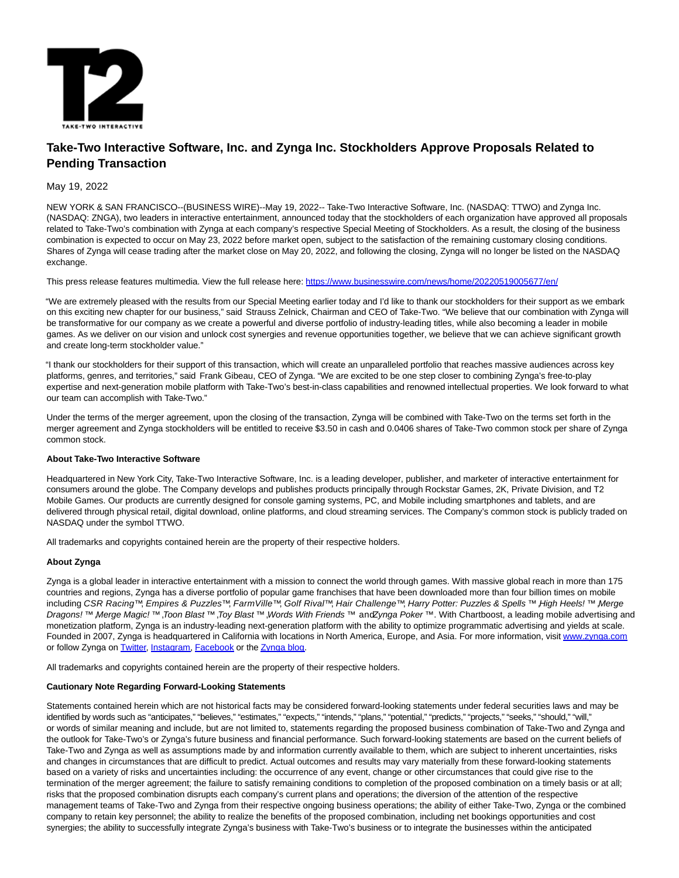# Take-Two Interactive Software, Inc. and Zynga Inc. Stockholders Approve Proposals Related to Pending Transaction

May 19, 2022

NEW YORK & SAN FRANCISCO--(BUSINESS WIRE)--May 19, 2022-- Take-Two Interactive Software, Inc. (NASDAQ: TTWO) and Zynga Inc. (NASDAQ: ZNGA), two leaders in interactive entertainment, announced today that the stockholders of each organization have approved all proposals related to Take-Two's combination with Zynga at each company's respective Special Meeting of Stockholders. As a result, the closing of the business combination is expected to occur on May 23, 2022 before market open, subject to the satisfaction of the remaining customary closing conditions. Shares of Zynga will cease trading after the market close on May 20, 2022, and following the closing, Zynga will no longer be listed on the NASDAQ exchange.

This press release features multimedia. View the full release here: https://www.businesswire.com/news/home/20220519005677/en/

"We are extremely pleased with the results from our Special Meeting earlier today and I'd like to thank our stockholders for their support as we embark on this exciting new chapter for our business," said Strauss Zelnick, Chairman and CEO of Take-Two. "We believe that our combination with Zynga will be transformative for our company as we create a powerful and diverse portfolio of industry-leading titles, while also becoming a leader in mobile games. As we deliver on our vision and unlock cost synergies and revenue opportunities together, we believe that we can achieve significant growth and create long-term stockholder value."

"I thank our stockholders for their support of this transaction, which will create an unparalleled portfolio that reaches massive audiences across key platforms, genres, and territories," said Frank Gibeau, CEO of Zynga. "We are excited to be one step closer to combining Zynga's free-to-play expertise and next-generation mobile platform with Take-Two's best-in-class capabilities and renowned intellectual properties. We look forward to what our team can accomplish with Take-Two."

Under the terms of the merger agreement, upon the closing of the transaction, Zynga will be combined with Take-Two on the terms set forth in the merger agreement and Zynga stockholders will be entitled to receive $3.50 in cash and 0.0406 shares of Take-Two common stock per share of Zynga common stock.

**About Take-Two Interactive Software**

Headquartered in New York City, Take-Two Interactive Software, Inc. is a leading developer, publisher, and marketer of interactive entertainment for consumers around the globe. The Company develops and publishes products principally through Rockstar Games, 2K, Private Division, and T2 Mobile Games. Our products are currently designed for console gaming systems, PC, and Mobile including smartphones and tablets, and are delivered through physical retail, digital download, online platforms, and cloud streaming services. The Company's common stock is publicly traded on NASDAQ under the symbol TTWO.

All trademarks and copyrights contained herein are the property of their respective holders.

**About Zynga**

Zynga is a global leader in interactive entertainment with a mission to connect the world through games. With massive global reach in more than 175 countries and regions, Zynga has a diverse portfolio of popular game franchises that have been downloaded more than four billion times on mobile including *CSR Racing™*, *Empires & Puzzles™*, *FarmVille™*, *Golf Rival™*, *Hair Challenge™*, *Harry Potter: Puzzles & Spells ™*, *High Heels! ™*, *Merge Dragons! ™*, *Merge Magic! ™*, *Toon Blast ™*, *Toy Blast ™*, *Words With Friends ™* and *Zynga Poker ™*. With Chartboost, a leading mobile advertising and monetization platform, Zynga is an industry-leading next-generation platform with the ability to optimize programmatic advertising and yields at scale. Founded in 2007, Zynga is headquartered in California with locations in North America, Europe, and Asia. For more information, visit www.zynga.com or follow Zynga on Twitter, Instagram, Facebook or the Zynga blog.

All trademarks and copyrights contained herein are the property of their respective holders.

**Cautionary Note Regarding Forward-Looking Statements**

Statements contained herein which are not historical facts may be considered forward-looking statements under federal securities laws and may be identified by words such as "anticipates," "believes," "estimates," "expects," "intends," "plans," "potential," "predicts," "projects," "seeks," "should," "will," or words of similar meaning and include, but are not limited to, statements regarding the proposed business combination of Take-Two and Zynga and the outlook for Take-Two's or Zynga's future business and financial performance. Such forward-looking statements are based on the current beliefs of Take-Two and Zynga as well as assumptions made by and information currently available to them, which are subject to inherent uncertainties, risks and changes in circumstances that are difficult to predict. Actual outcomes and results may vary materially from these forward-looking statements based on a variety of risks and uncertainties including: the occurrence of any event, change or other circumstances that could give rise to the termination of the merger agreement; the failure to satisfy remaining conditions to completion of the proposed combination on a timely basis or at all; risks that the proposed combination disrupts each company's current plans and operations; the diversion of the attention of the respective management teams of Take-Two and Zynga from their respective ongoing business operations; the ability of either Take-Two, Zynga or the combined company to retain key personnel; the ability to realize the benefits of the proposed combination, including net bookings opportunities and cost synergies; the ability to successfully integrate Zynga's business with Take-Two's business or to integrate the businesses within the anticipated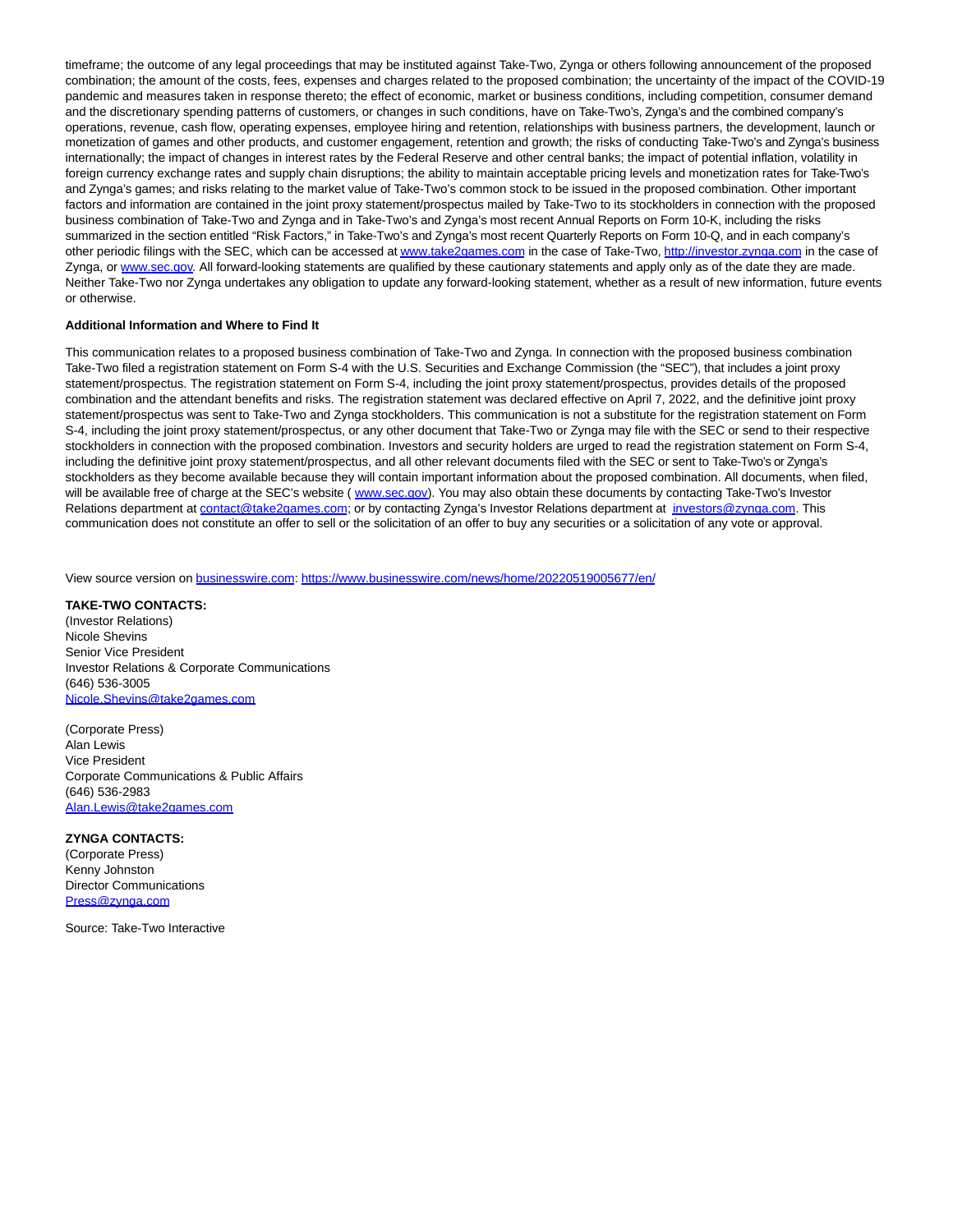timeframe; the outcome of any legal proceedings that may be instituted against Take-Two, Zynga or others following announcement of the proposed combination; the amount of the costs, fees, expenses and charges related to the proposed combination; the uncertainty of the impact of the COVID-19 pandemic and measures taken in response thereto; the effect of economic, market or business conditions, including competition, consumer demand and the discretionary spending patterns of customers, or changes in such conditions, have on Take-Two's, Zynga's and the combined company's operations, revenue, cash flow, operating expenses, employee hiring and retention, relationships with business partners, the development, launch or monetization of games and other products, and customer engagement, retention and growth; the risks of conducting Take-Two's and Zynga's business internationally; the impact of changes in interest rates by the Federal Reserve and other central banks; the impact of potential inflation, volatility in foreign currency exchange rates and supply chain disruptions; the ability to maintain acceptable pricing levels and monetization rates for Take-Two's and Zynga's games; and risks relating to the market value of Take-Two's common stock to be issued in the proposed combination. Other important factors and information are contained in the joint proxy statement/prospectus mailed by Take-Two to its stockholders in connection with the proposed business combination of Take-Two and Zynga and in Take-Two's and Zynga's most recent Annual Reports on Form 10-K, including the risks summarized in the section entitled "Risk Factors," in Take-Two's and Zynga's most recent Quarterly Reports on Form 10-Q, and in each company's other periodic filings with the SEC, which can be accessed at www.take2games.com in the case of Take-Two, http://investor.zynga.com in the case of Zynga, or www.sec.gov. All forward-looking statements are qualified by these cautionary statements and apply only as of the date they are made. Neither Take-Two nor Zynga undertakes any obligation to update any forward-looking statement, whether as a result of new information, future events or otherwise.

**Additional Information and Where to Find It**

This communication relates to a proposed business combination of Take-Two and Zynga. In connection with the proposed business combination Take-Two filed a registration statement on Form S-4 with the U.S. Securities and Exchange Commission (the "SEC"), that includes a joint proxy statement/prospectus. The registration statement on Form S-4, including the joint proxy statement/prospectus, provides details of the proposed combination and the attendant benefits and risks. The registration statement was declared effective on April 7, 2022, and the definitive joint proxy statement/prospectus was sent to Take-Two and Zynga stockholders. This communication is not a substitute for the registration statement on Form S-4, including the joint proxy statement/prospectus, or any other document that Take-Two or Zynga may file with the SEC or send to their respective stockholders in connection with the proposed combination. Investors and security holders are urged to read the registration statement on Form S-4, including the definitive joint proxy statement/prospectus, and all other relevant documents filed with the SEC or sent to Take-Two's or Zynga's stockholders as they become available because they will contain important information about the proposed combination. All documents, when filed, will be available free of charge at the SEC's website ( www.sec.gov). You may also obtain these documents by contacting Take-Two's Investor Relations department at contact@take2games.com; or by contacting Zynga's Investor Relations department at investors@zynga.com. This communication does not constitute an offer to sell or the solicitation of an offer to buy any securities or a solicitation of any vote or approval.

View source version on businesswire.com: https://www.businesswire.com/news/home/20220519005677/en/

**TAKE-TWO CONTACTS:**
(Investor Relations)
Nicole Shevins
Senior Vice President
Investor Relations & Corporate Communications
(646) 536-3005
Nicole.Shevins@take2games.com

(Corporate Press)
Alan Lewis
Vice President
Corporate Communications & Public Affairs
(646) 536-2983
Alan.Lewis@take2games.com

**ZYNGA CONTACTS:**
(Corporate Press)
Kenny Johnston
Director Communications
Press@zynga.com

Source: Take-Two Interactive